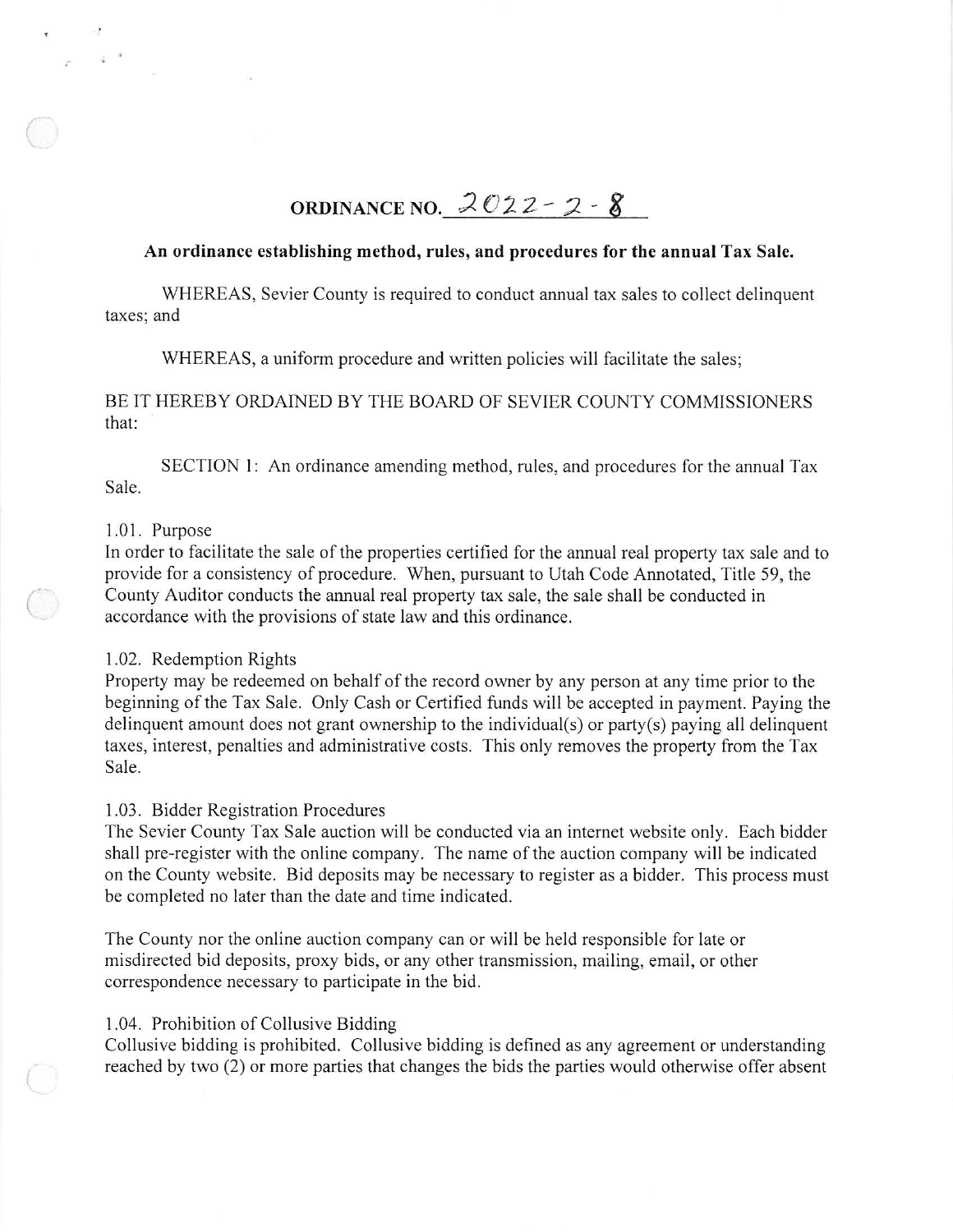# ORDINANCE NO. 2022-2-8

**An ordinance establishing method, rules, and procedures for the annual Tax Sale.**

WHEREAS, Sevier County is required to conduct annual tax sales to collect delinquent taxes; and

WHEREAS, a uniform procedure and written policies will facilitate the sales;

BE IT HEREBY ORDAINED BY THE BOARD OF SEVIER COUNTY COMMISSIONERS that:

SECTION 1: An ordinance amending method, rules, and procedures for the annual Tax Sale.

1.01. Purpose
In order to facilitate the sale of the properties certified for the annual real property tax sale and to provide for a consistency of procedure. When, pursuant to Utah Code Annotated, Title 59, the County Auditor conducts the annual real property tax sale, the sale shall be conducted in accordance with the provisions of state law and this ordinance.

1.02. Redemption Rights
Property may be redeemed on behalf of the record owner by any person at any time prior to the beginning of the Tax Sale. Only Cash or Certified funds will be accepted in payment. Paying the delinquent amount does not grant ownership to the individual(s) or party(s) paying all delinquent taxes, interest, penalties and administrative costs. This only removes the property from the Tax Sale.

1.03. Bidder Registration Procedures
The Sevier County Tax Sale auction will be conducted via an internet website only. Each bidder shall pre-register with the online company. The name of the auction company will be indicated on the County website. Bid deposits may be necessary to register as a bidder. This process must be completed no later than the date and time indicated.

The County nor the online auction company can or will be held responsible for late or misdirected bid deposits, proxy bids, or any other transmission, mailing, email, or other correspondence necessary to participate in the bid.

1.04. Prohibition of Collusive Bidding
Collusive bidding is prohibited. Collusive bidding is defined as any agreement or understanding reached by two (2) or more parties that changes the bids the parties would otherwise offer absent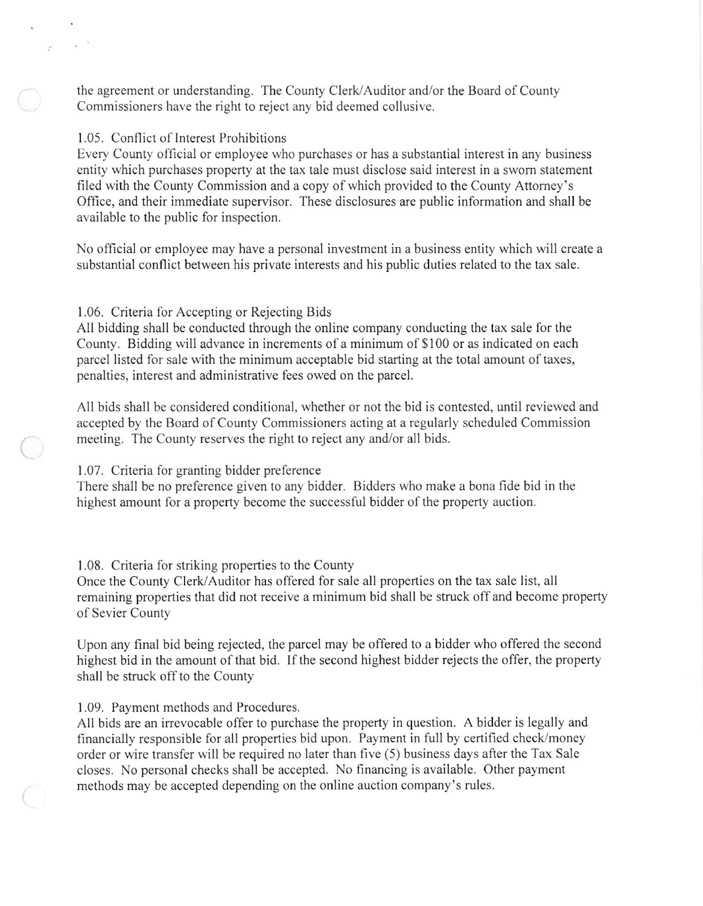the agreement or understanding. The County Clerk/Auditor and/or the Board of County Commissioners have the right to reject any bid deemed collusive.

1.05. Conflict of Interest Prohibitions
Every County official or employee who purchases or has a substantial interest in any business entity which purchases property at the tax tale must disclose said interest in a sworn statement filed with the County Commission and a copy of which provided to the County Attorney's Office, and their immediate supervisor. These disclosures are public information and shall be available to the public for inspection.

No official or employee may have a personal investment in a business entity which will create a substantial conflict between his private interests and his public duties related to the tax sale.

1.06. Criteria for Accepting or Rejecting Bids
All bidding shall be conducted through the online company conducting the tax sale for the County. Bidding will advance in increments of a minimum of $100 or as indicated on each parcel listed for sale with the minimum acceptable bid starting at the total amount of taxes, penalties, interest and administrative fees owed on the parcel.

All bids shall be considered conditional, whether or not the bid is contested, until reviewed and accepted by the Board of County Commissioners acting at a regularly scheduled Commission meeting. The County reserves the right to reject any and/or all bids.

1.07. Criteria for granting bidder preference
There shall be no preference given to any bidder. Bidders who make a bona fide bid in the highest amount for a property become the successful bidder of the property auction.

1.08. Criteria for striking properties to the County
Once the County Clerk/Auditor has offered for sale all properties on the tax sale list, all remaining properties that did not receive a minimum bid shall be struck off and become property of Sevier County

Upon any final bid being rejected, the parcel may be offered to a bidder who offered the second highest bid in the amount of that bid. If the second highest bidder rejects the offer, the property shall be struck off to the County

1.09. Payment methods and Procedures.
All bids are an irrevocable offer to purchase the property in question. A bidder is legally and financially responsible for all properties bid upon. Payment in full by certified check/money order or wire transfer will be required no later than five (5) business days after the Tax Sale closes. No personal checks shall be accepted. No financing is available. Other payment methods may be accepted depending on the online auction company's rules.